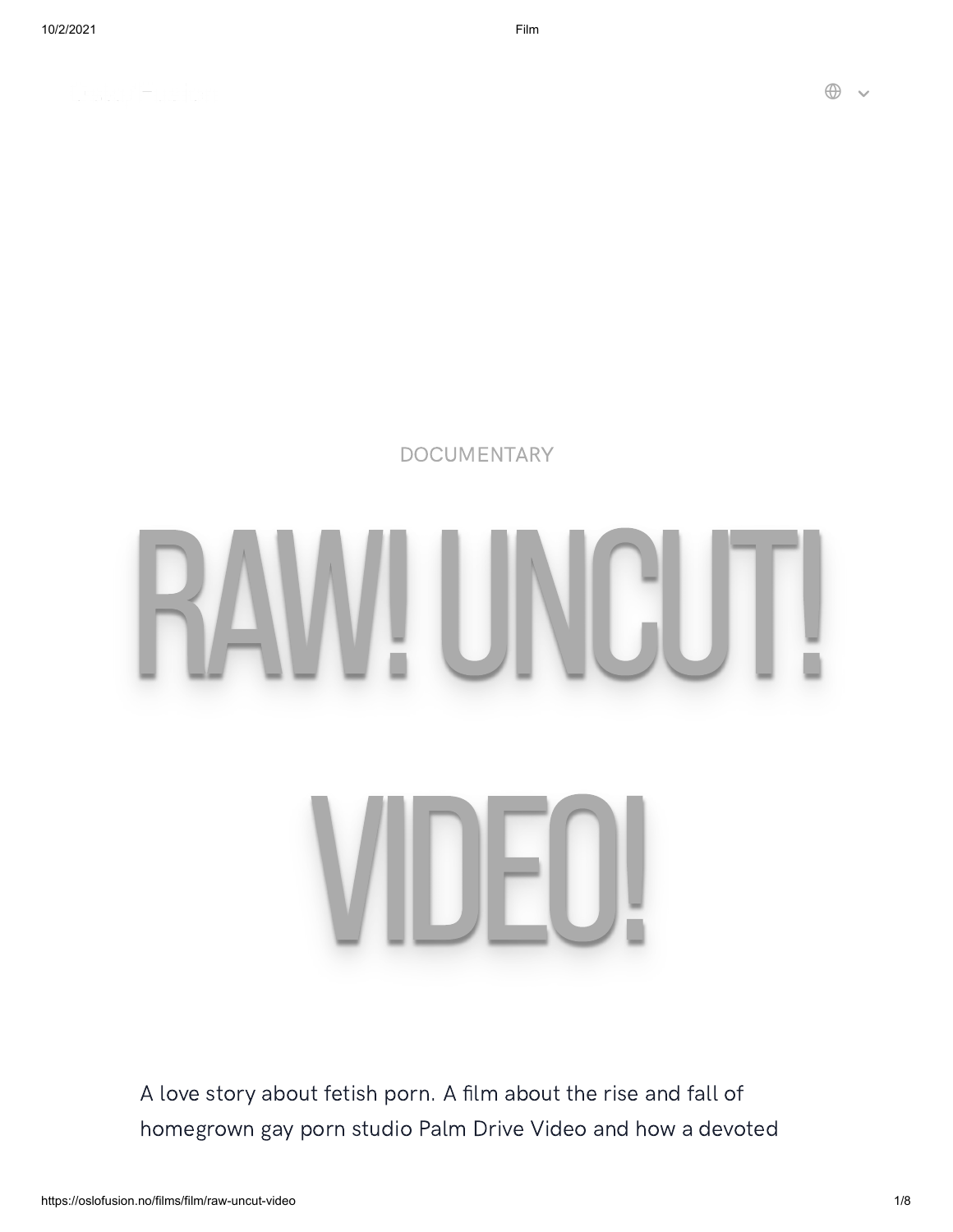DOCUMENTARY

# RAW! UNCUT! VIDEO!

A love story about fetish porn. A film about the rise and fall of homegrown gay porn studio Palm Drive Video and how a devoted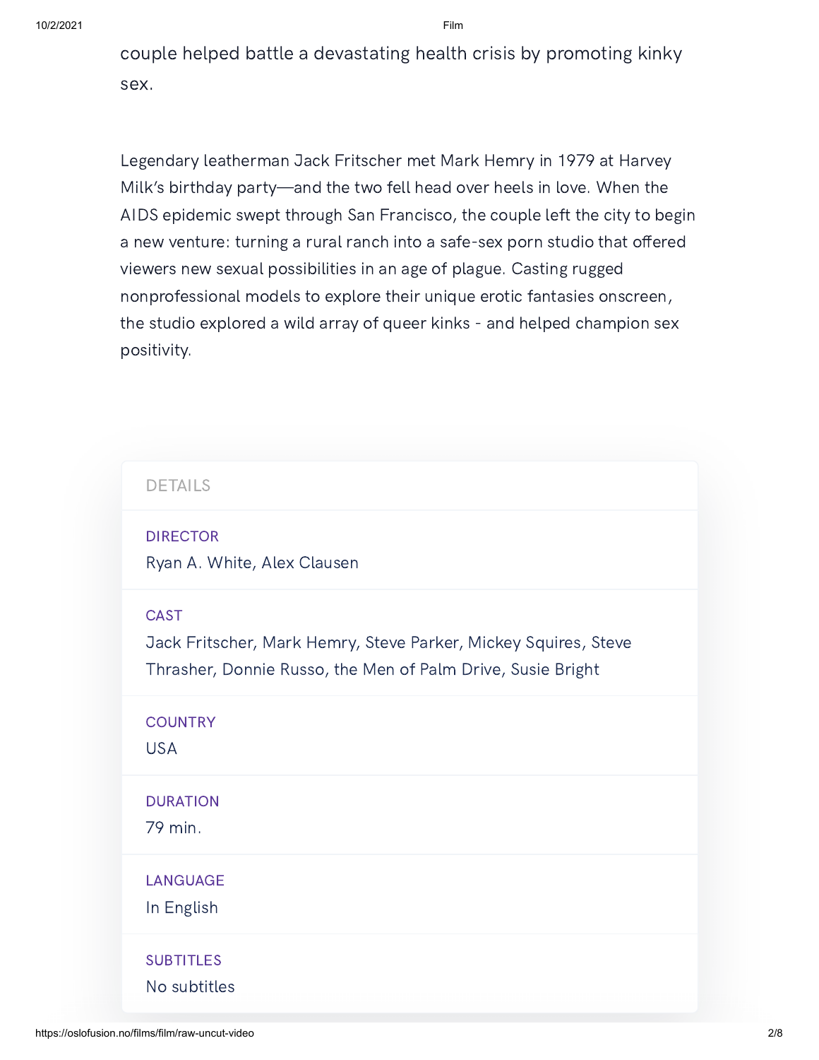couple helped battle a devastating health crisis by promoting kinky sex.

Legendary leatherman Jack Fritscher met Mark Hemry in 1979 at Harvey Milk's birthday party—and the two fell head over heels in love. When the AIDS epidemic swept through San Francisco, the couple left the city to begin a new venture: turning a rural ranch into a safe-sex porn studio that offered viewers new sexual possibilities in an age of plague. Casting rugged nonprofessional models to explore their unique erotic fantasies onscreen, the studio explored a wild array of queer kinks - and helped champion sex positivity.

## DETAILS

**DIRECTOR**
Ryan A. White, Alex Clausen

**CAST**
Jack Fritscher, Mark Hemry, Steve Parker, Mickey Squires, Steve Thrasher, Donnie Russo, the Men of Palm Drive, Susie Bright

**COUNTRY**
USA

**DURATION**
79 min.

**LANGUAGE**
In English

**SUBTITLES**
No subtitles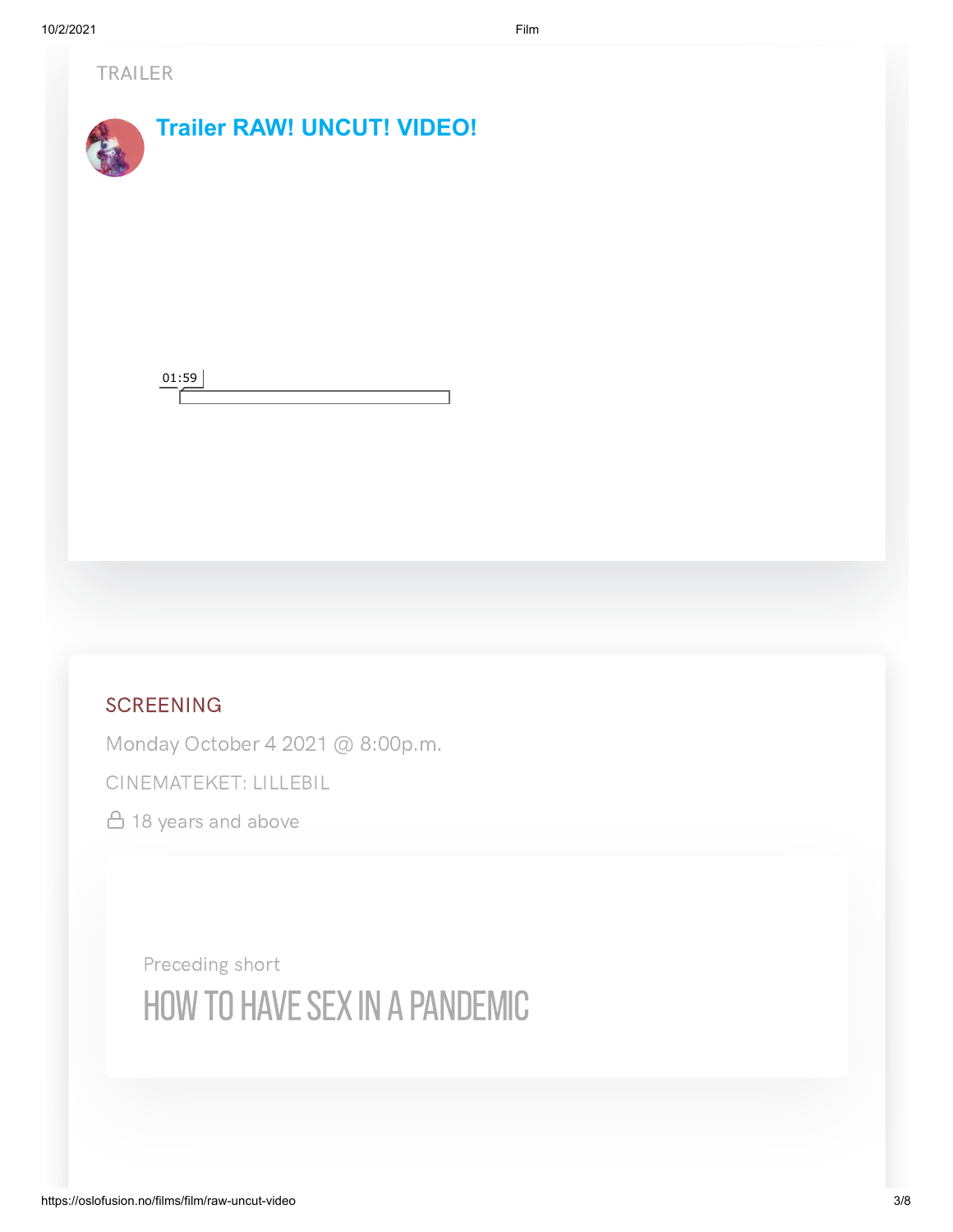TRAILER

**Trailer RAW! UNCUT! VIDEO!**

01:59

## SCREENING

Monday October 4 2021 @ 8:00p.m.

CINEMATEKET: LILLEBIL

18 years and above

Preceding short

# HOW TO HAVE SEX IN A PANDEMIC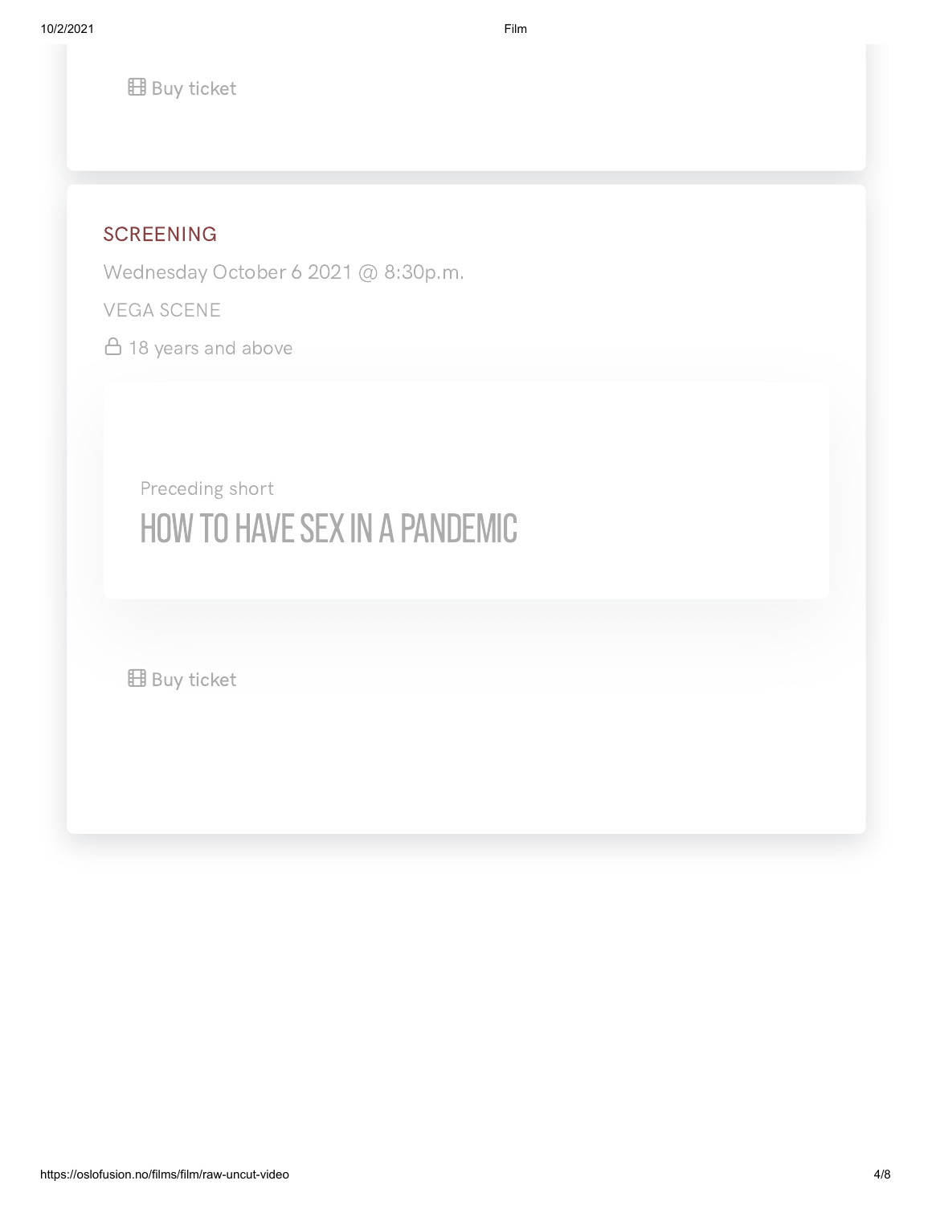Buy ticket

SCREENING

Wednesday October 6 2021 @ 8:30p.m.

VEGA SCENE

18 years and above

Preceding short

## HOW TO HAVE SEX IN A PANDEMIC

Buy ticket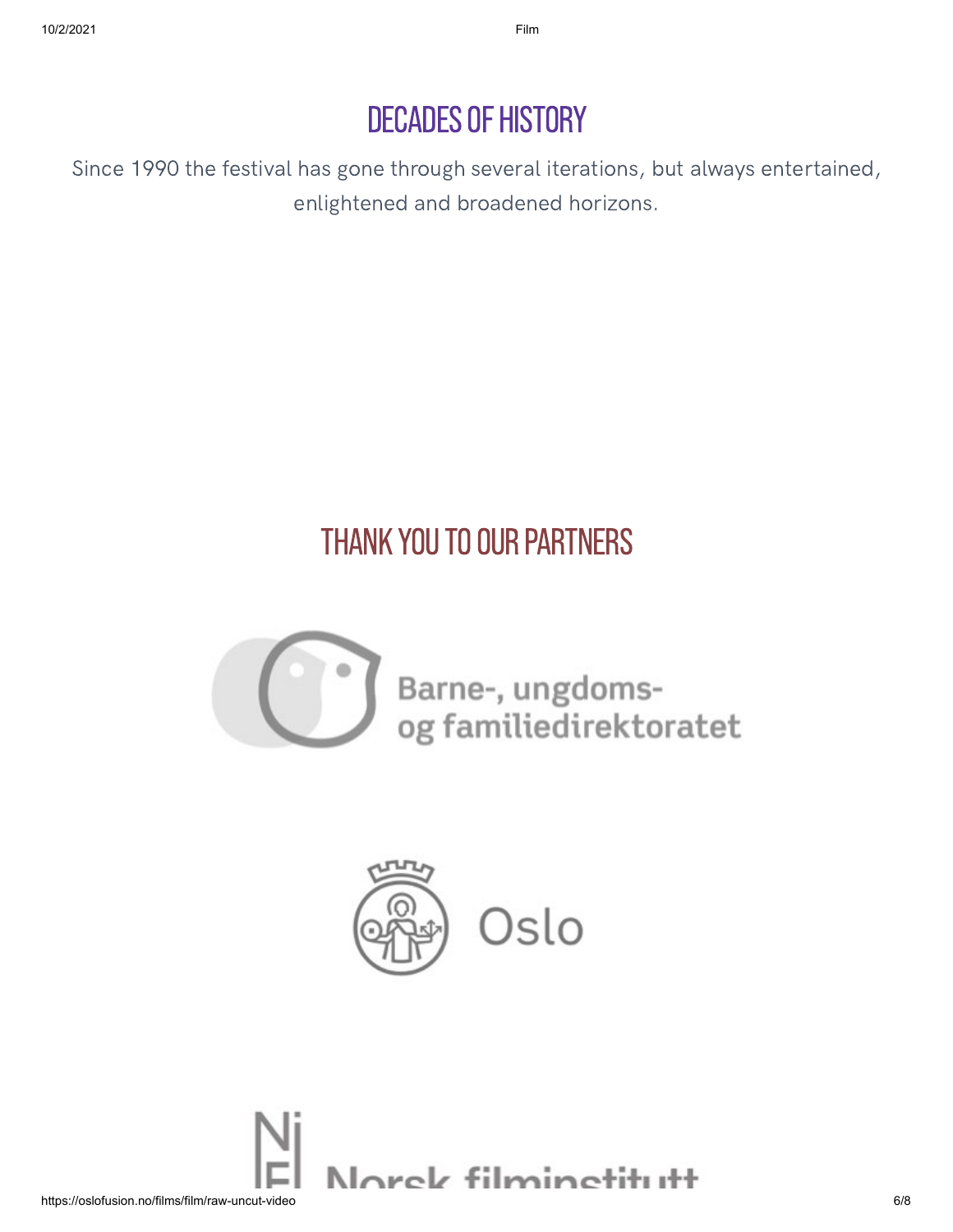## DECADES OF HISTORY

Since 1990 the festival has gone through several iterations, but always entertained, enlightened and broadened horizons.

## THANK YOU TO OUR PARTNERS

Barne-, ungdoms- og familiedirektoratet

Oslo

Norsk filminstitutt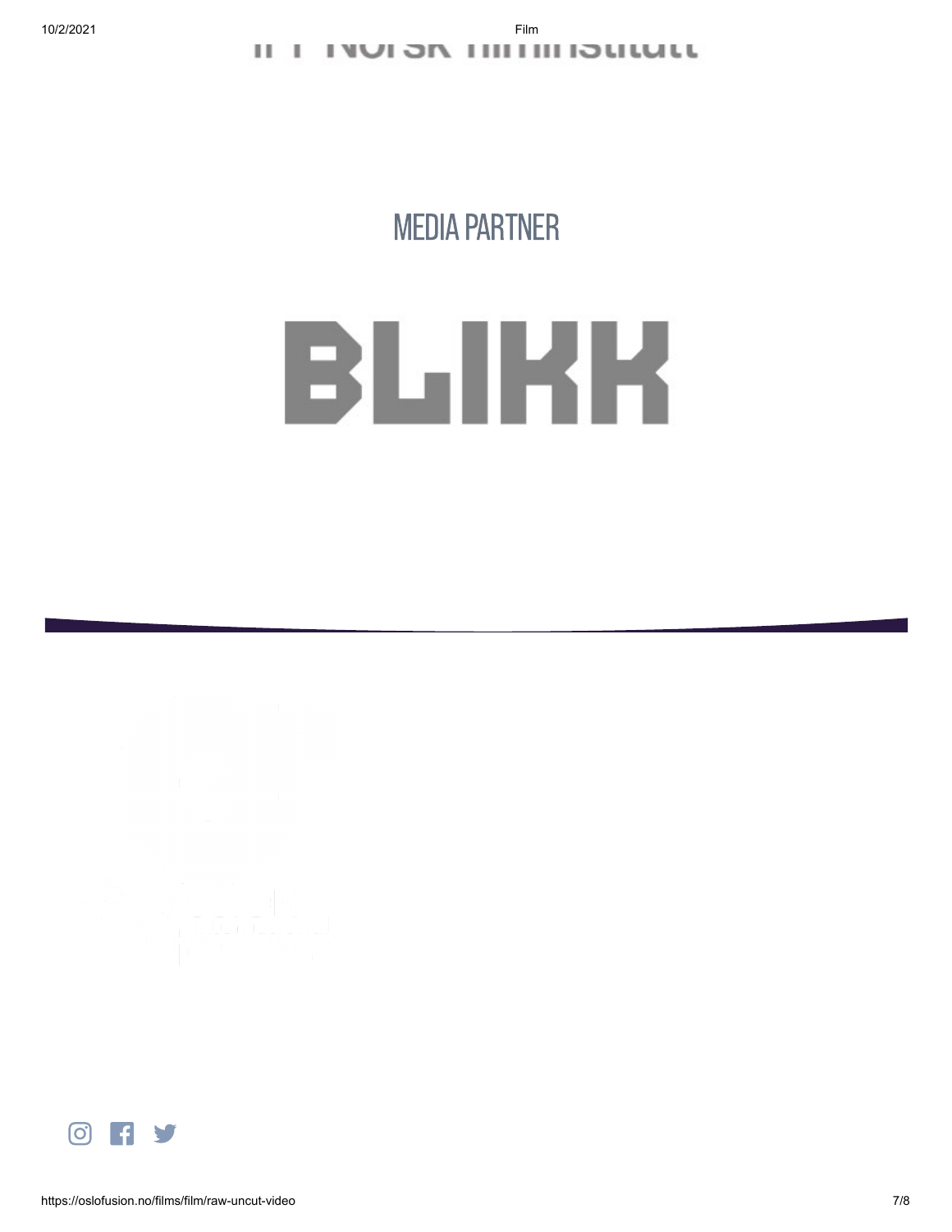NFI Norsk filminstitutt

## MEDIA PARTNER

BLIKK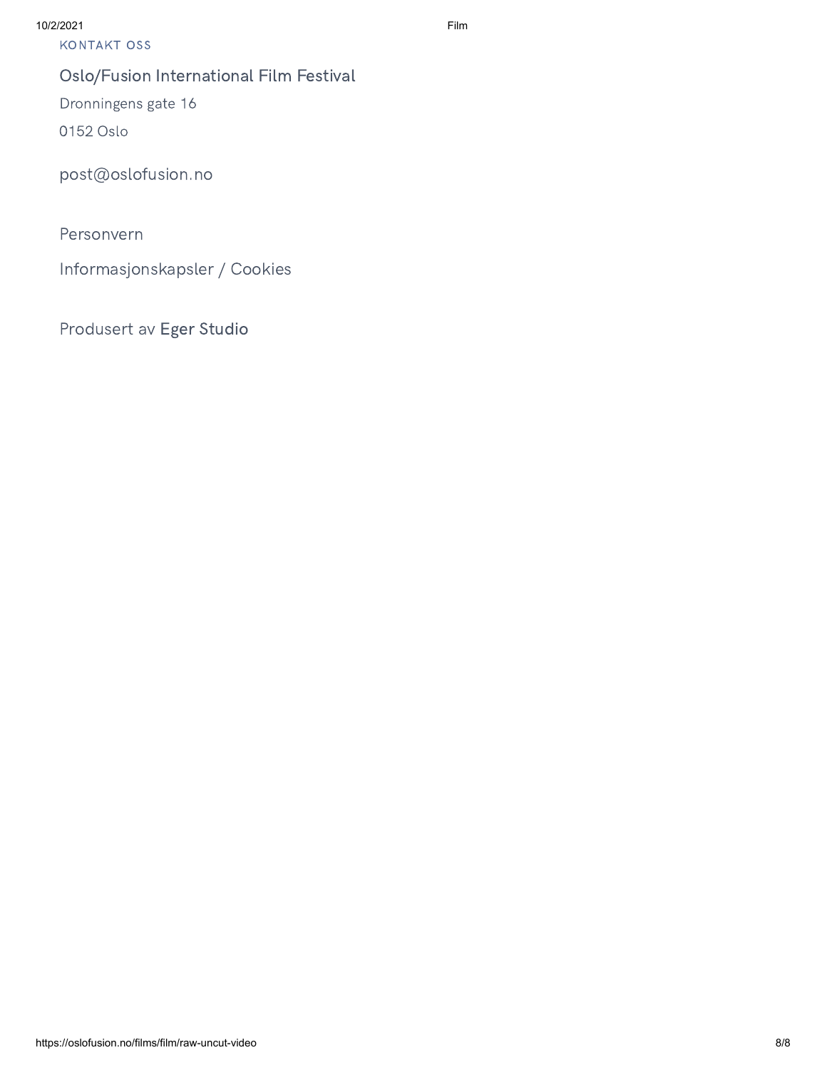KONTAKT OSS

Oslo/Fusion International Film Festival

Dronningens gate 16

0152 Oslo

post@oslofusion.no

Personvern

Informasjonskapsler / Cookies

Produsert av **Eger Studio**